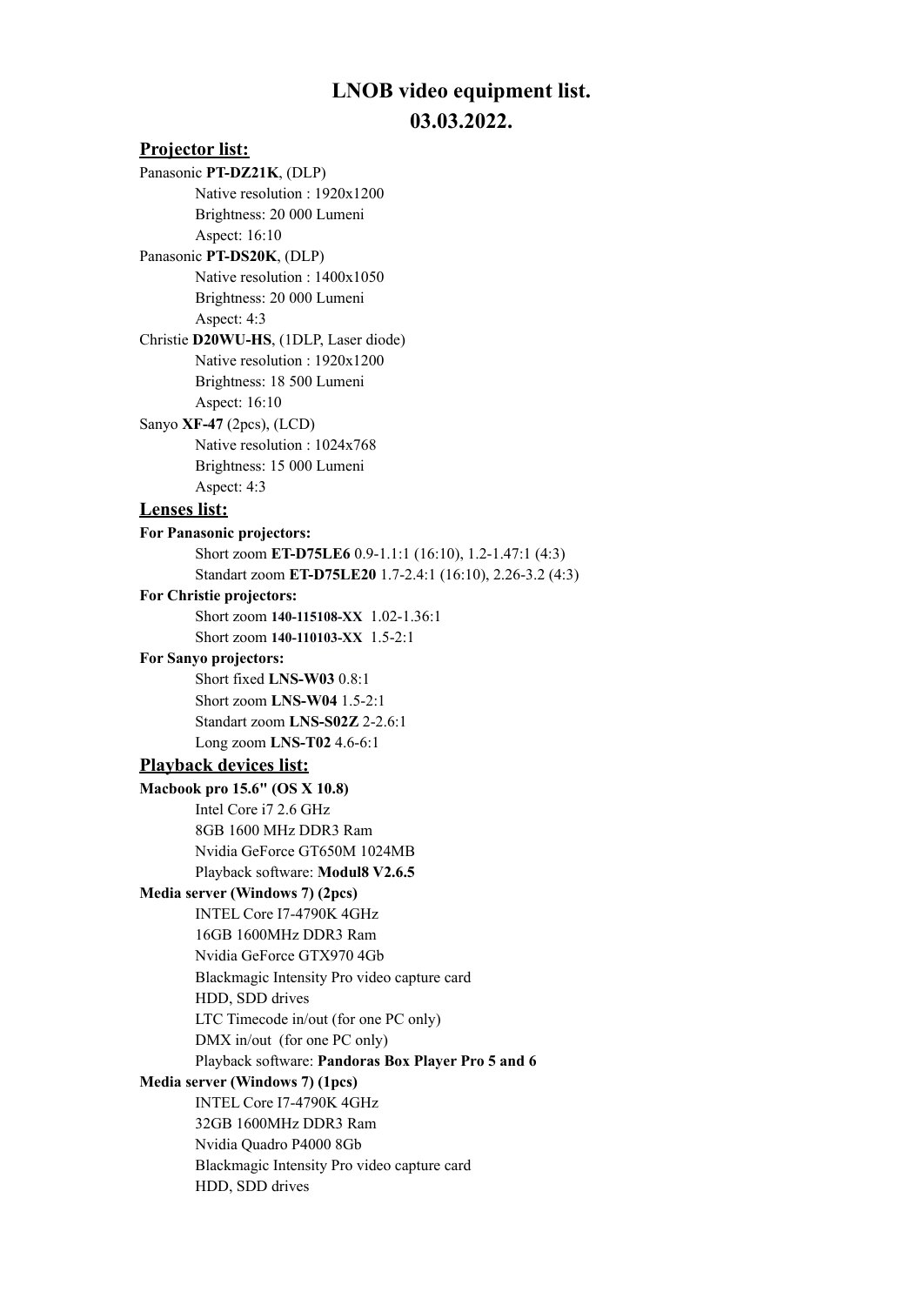# LNOB video equipment list.
# 03.03.2022.

## Projector list:

Panasonic **PT-DZ21K**, (DLP)
- Native resolution : 1920x1200
- Brightness: 20 000 Lumeni
- Aspect: 16:10

Panasonic **PT-DS20K**, (DLP)
- Native resolution : 1400x1050
- Brightness: 20 000 Lumeni
- Aspect: 4:3

Christie **D20WU-HS**, (1DLP, Laser diode)
- Native resolution : 1920x1200
- Brightness: 18 500 Lumeni
- Aspect: 16:10

Sanyo **XF-47** (2pcs), (LCD)
- Native resolution : 1024x768
- Brightness: 15 000 Lumeni
- Aspect: 4:3

## Lenses list:

**For Panasonic projectors:**
- Short zoom **ET-D75LE6** 0.9-1.1:1 (16:10), 1.2-1.47:1 (4:3)
- Standart zoom **ET-D75LE20** 1.7-2.4:1 (16:10), 2.26-3.2 (4:3)

**For Christie projectors:**
- Short zoom **140-115108-XX** 1.02-1.36:1
- Short zoom **140-110103-XX** 1.5-2:1

**For Sanyo projectors:**
- Short fixed **LNS-W03** 0.8:1
- Short zoom **LNS-W04** 1.5-2:1
- Standart zoom **LNS-S02Z** 2-2.6:1
- Long zoom **LNS-T02** 4.6-6:1

## Playback devices list:

**Macbook pro 15.6" (OS X 10.8)**
- Intel Core i7 2.6 GHz
- 8GB 1600 MHz DDR3 Ram
- Nvidia GeForce GT650M 1024MB
- Playback software: **Modul8 V2.6.5**

**Media server (Windows 7) (2pcs)**
- INTEL Core I7-4790K 4GHz
- 16GB 1600MHz DDR3 Ram
- Nvidia GeForce GTX970 4Gb
- Blackmagic Intensity Pro video capture card
- HDD, SDD drives
- LTC Timecode in/out (for one PC only)
- DMX in/out (for one PC only)
- Playback software: **Pandoras Box Player Pro 5 and 6**

**Media server (Windows 7) (1pcs)**
- INTEL Core I7-4790K 4GHz
- 32GB 1600MHz DDR3 Ram
- Nvidia Quadro P4000 8Gb
- Blackmagic Intensity Pro video capture card
- HDD, SDD drives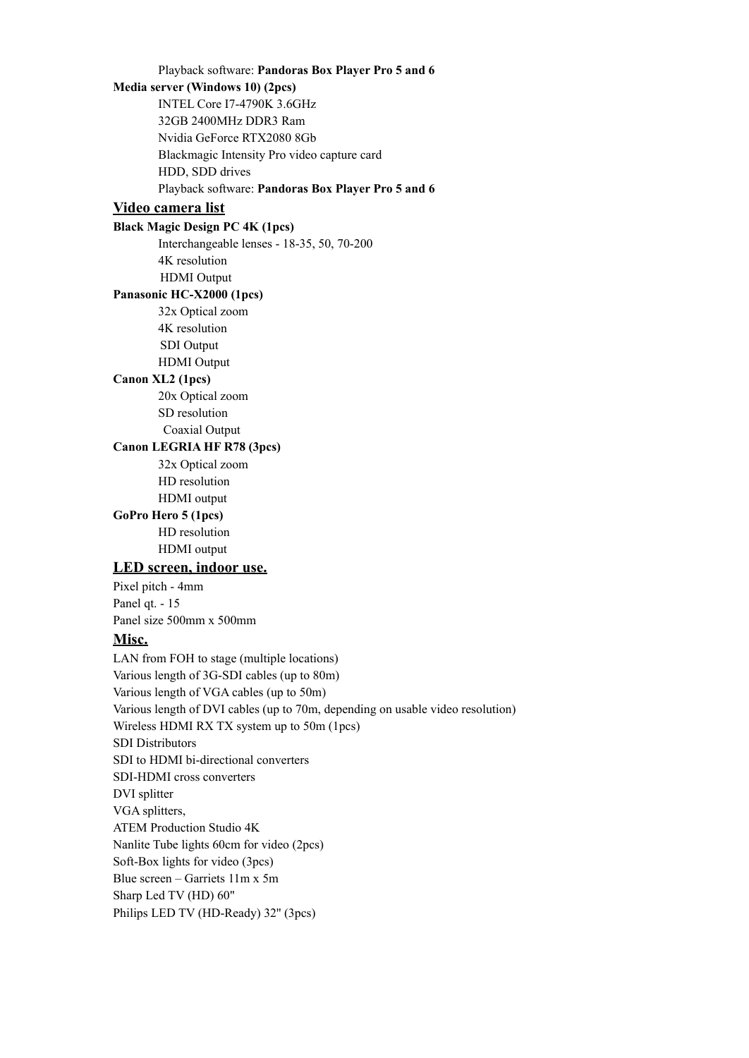Playback software: **Pandoras Box Player Pro 5 and 6**

**Media server (Windows 10) (2pcs)**

- INTEL Core I7-4790K 3.6GHz
- 32GB 2400MHz DDR3 Ram
- Nvidia GeForce RTX2080 8Gb
- Blackmagic Intensity Pro video capture card
- HDD, SDD drives
- Playback software: **Pandoras Box Player Pro 5 and 6**

## Video camera list

**Black Magic Design PC 4K (1pcs)**

- Interchangeable lenses - 18-35, 50, 70-200
- 4K resolution
- HDMI Output

**Panasonic HC-X2000 (1pcs)**

- 32x Optical zoom
- 4K resolution
- SDI Output
- HDMI Output

**Canon XL2 (1pcs)**

- 20x Optical zoom
- SD resolution
- Coaxial Output

**Canon LEGRIA HF R78 (3pcs)**

- 32x Optical zoom
- HD resolution
- HDMI output

**GoPro Hero 5 (1pcs)**

- HD resolution
- HDMI output

## LED screen, indoor use.

Pixel pitch - 4mm
Panel qt. - 15
Panel size 500mm x 500mm

## Misc.

LAN from FOH to stage (multiple locations)
Various length of 3G-SDI cables (up to 80m)
Various length of VGA cables (up to 50m)
Various length of DVI cables (up to 70m, depending on usable video resolution)
Wireless HDMI RX TX system up to 50m (1pcs)
SDI Distributors
SDI to HDMI bi-directional converters
SDI-HDMI cross converters
DVI splitter
VGA splitters,
ATEM Production Studio 4K
Nanlite Tube lights 60cm for video (2pcs)
Soft-Box lights for video (3pcs)
Blue screen – Garriets 11m x 5m
Sharp Led TV (HD) 60"
Philips LED TV (HD-Ready) 32" (3pcs)